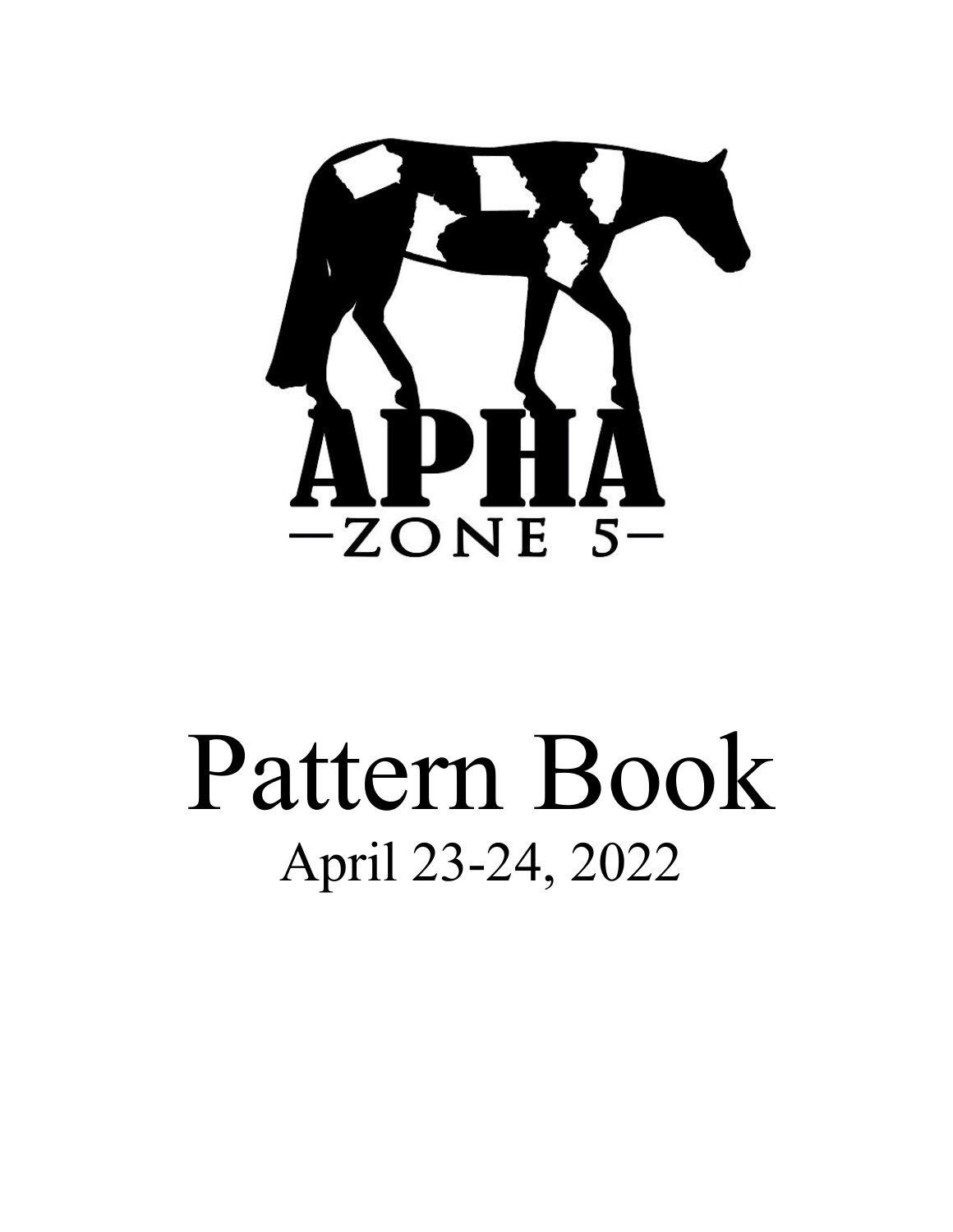APHA

ZONE 5

# Pattern Book

April 23-24, 2022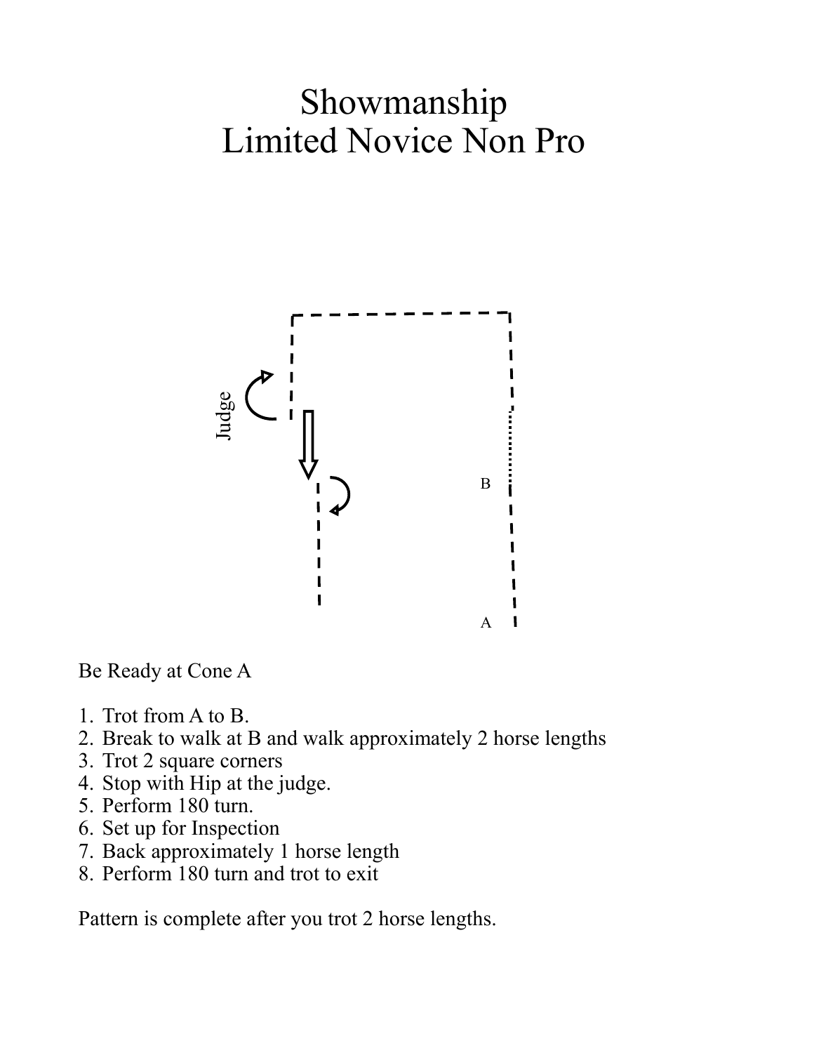# Showmanship
# Limited Novice Non Pro

Judge

B

A

Be Ready at Cone A

1. Trot from A to B.
2. Break to walk at B and walk approximately 2 horse lengths
3. Trot 2 square corners
4. Stop with Hip at the judge.
5. Perform 180 turn.
6. Set up for Inspection
7. Back approximately 1 horse length
8. Perform 180 turn and trot to exit

Pattern is complete after you trot 2 horse lengths.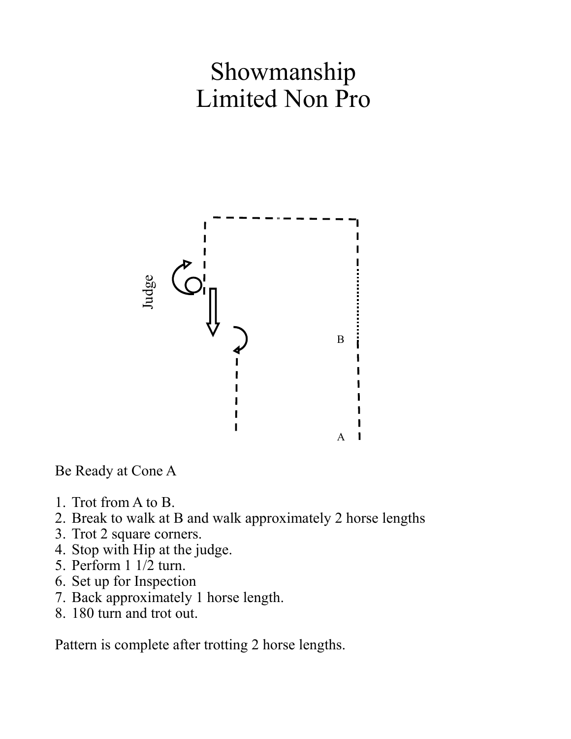# Showmanship
# Limited Non Pro

Judge

B

A

Be Ready at Cone A

1. Trot from A to B.
2. Break to walk at B and walk approximately 2 horse lengths
3. Trot 2 square corners.
4. Stop with Hip at the judge.
5. Perform 1 1/2 turn.
6. Set up for Inspection
7. Back approximately 1 horse length.
8. 180 turn and trot out.

Pattern is complete after trotting 2 horse lengths.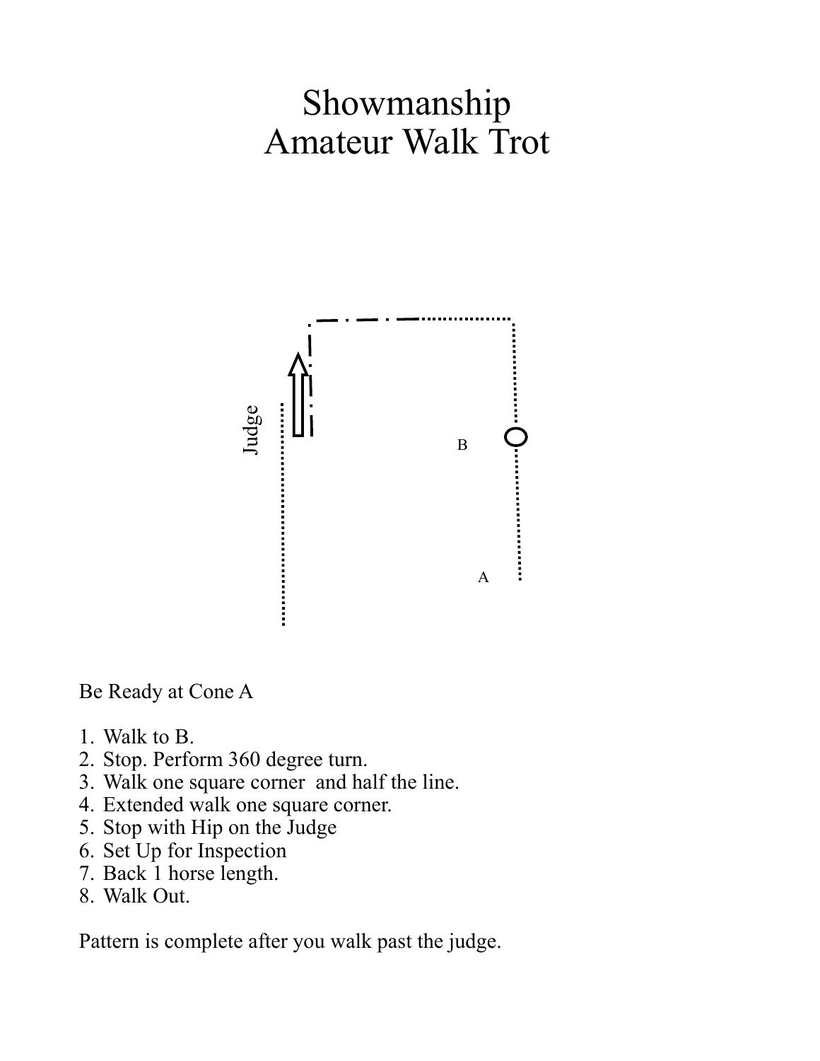# Showmanship
# Amateur Walk Trot

Judge

B

A

Be Ready at Cone A

1. Walk to B.
2. Stop. Perform 360 degree turn.
3. Walk one square corner and half the line.
4. Extended walk one square corner.
5. Stop with Hip on the Judge
6. Set Up for Inspection
7. Back 1 horse length.
8. Walk Out.

Pattern is complete after you walk past the judge.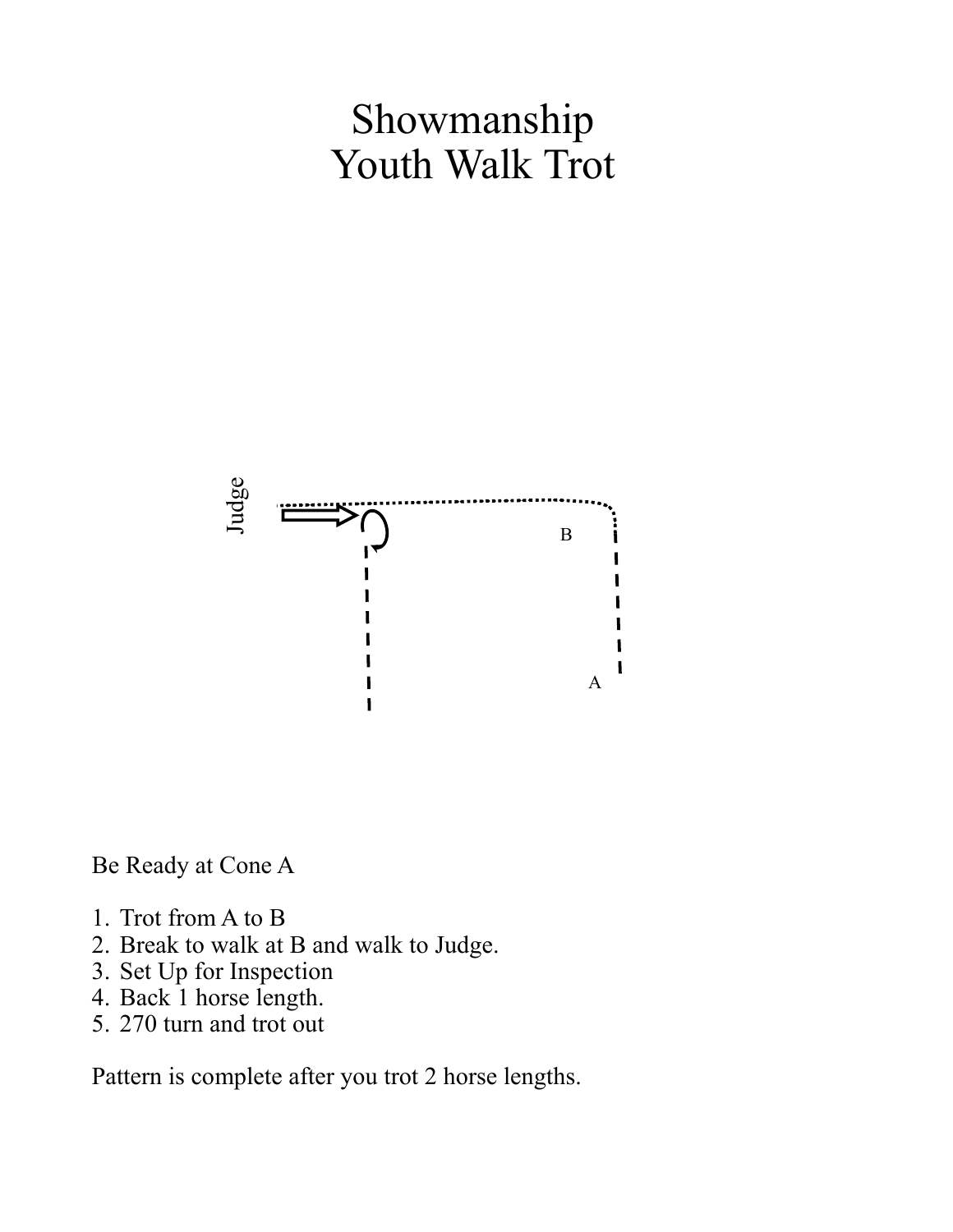# Showmanship
# Youth Walk Trot

Be Ready at Cone A

1. Trot from A to B
2. Break to walk at B and walk to Judge.
3. Set Up for Inspection
4. Back 1 horse length.
5. 270 turn and trot out

Pattern is complete after you trot 2 horse lengths.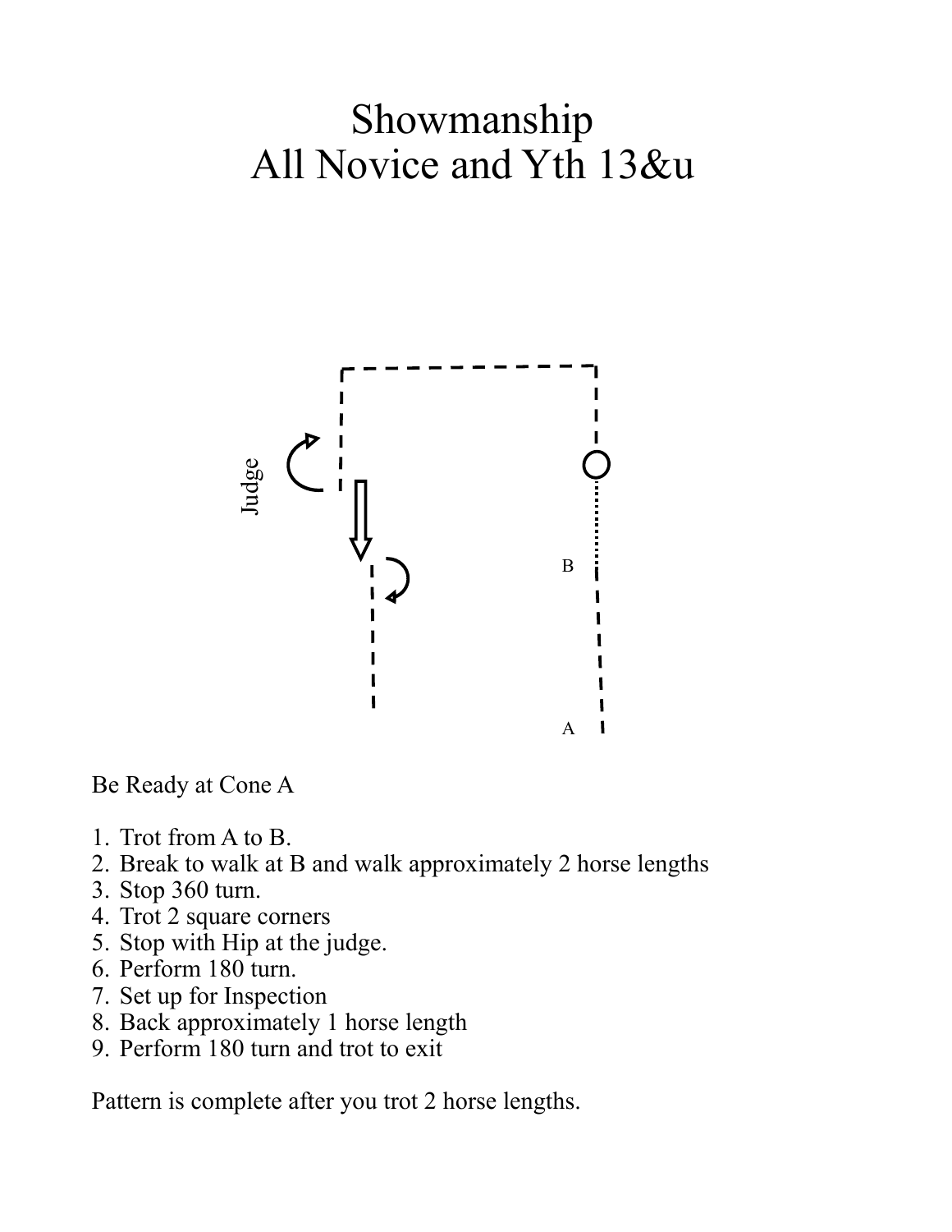# Showmanship
# All Novice and Yth 13&u

Be Ready at Cone A

1. Trot from A to B.
2. Break to walk at B and walk approximately 2 horse lengths
3. Stop 360 turn.
4. Trot 2 square corners
5. Stop with Hip at the judge.
6. Perform 180 turn.
7. Set up for Inspection
8. Back approximately 1 horse length
9. Perform 180 turn and trot to exit

Pattern is complete after you trot 2 horse lengths.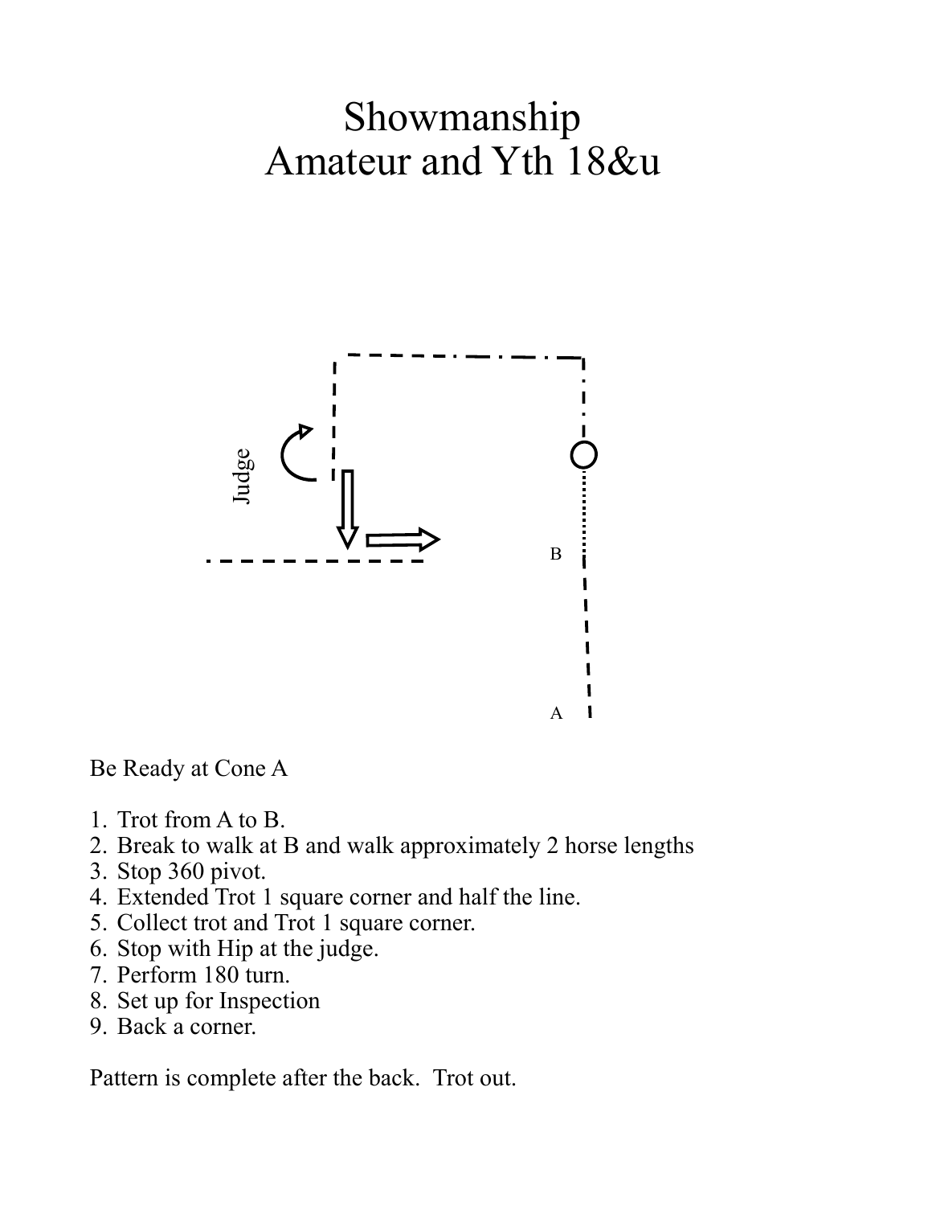# Showmanship
# Amateur and Yth 18&u

Judge

B

A

Be Ready at Cone A

1. Trot from A to B.
2. Break to walk at B and walk approximately 2 horse lengths
3. Stop 360 pivot.
4. Extended Trot 1 square corner and half the line.
5. Collect trot and Trot 1 square corner.
6. Stop with Hip at the judge.
7. Perform 180 turn.
8. Set up for Inspection
9. Back a corner.

Pattern is complete after the back. Trot out.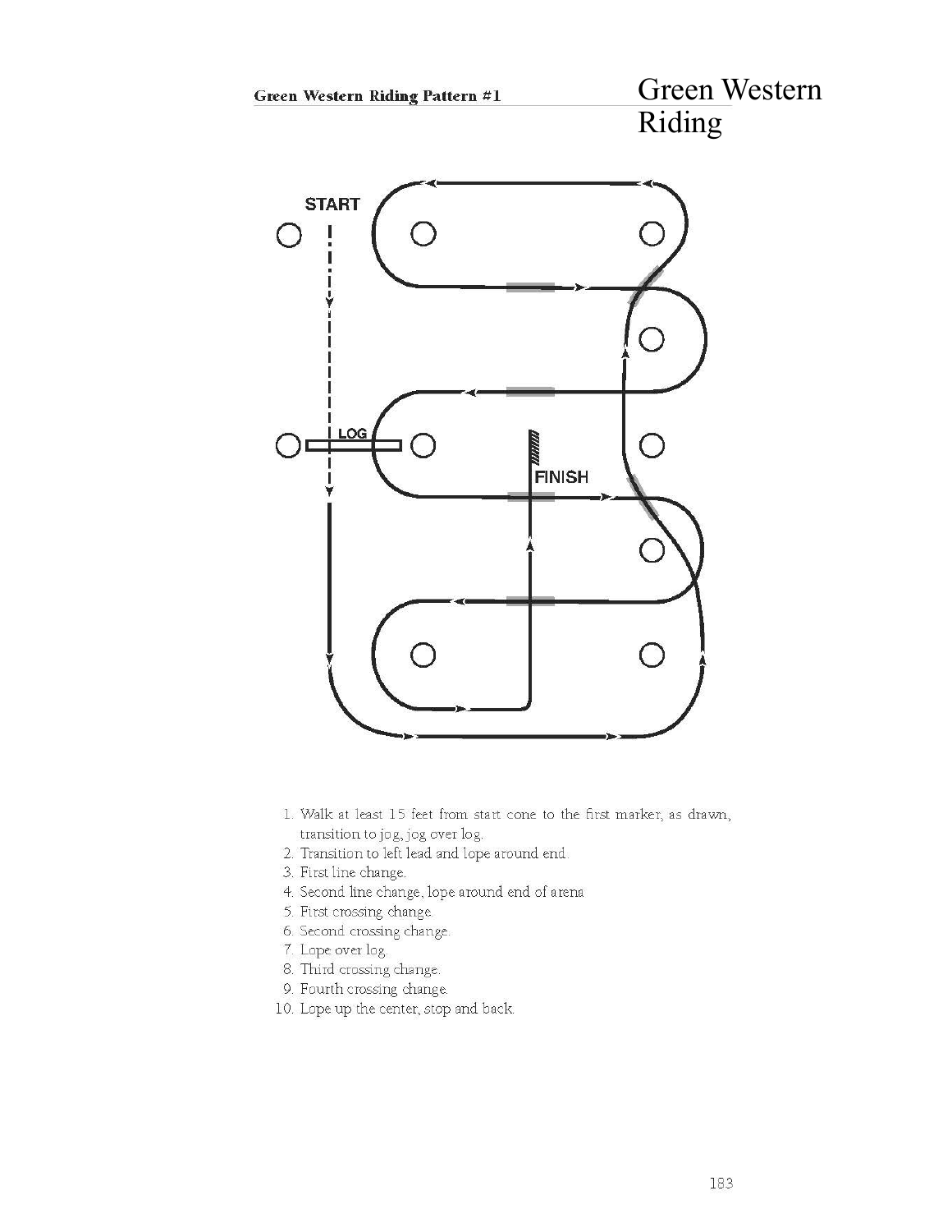## Green Western Riding Pattern #1

# Green Western Riding

START

LOG

FINISH

1. Walk at least 15 feet from start cone to the first marker, as drawn, transition to jog, jog over log.
2. Transition to left lead and lope around end.
3. First line change.
4. Second line change, lope around end of arena
5. First crossing change.
6. Second crossing change.
7. Lope over log.
8. Third crossing change.
9. Fourth crossing change.
10. Lope up the center, stop and back.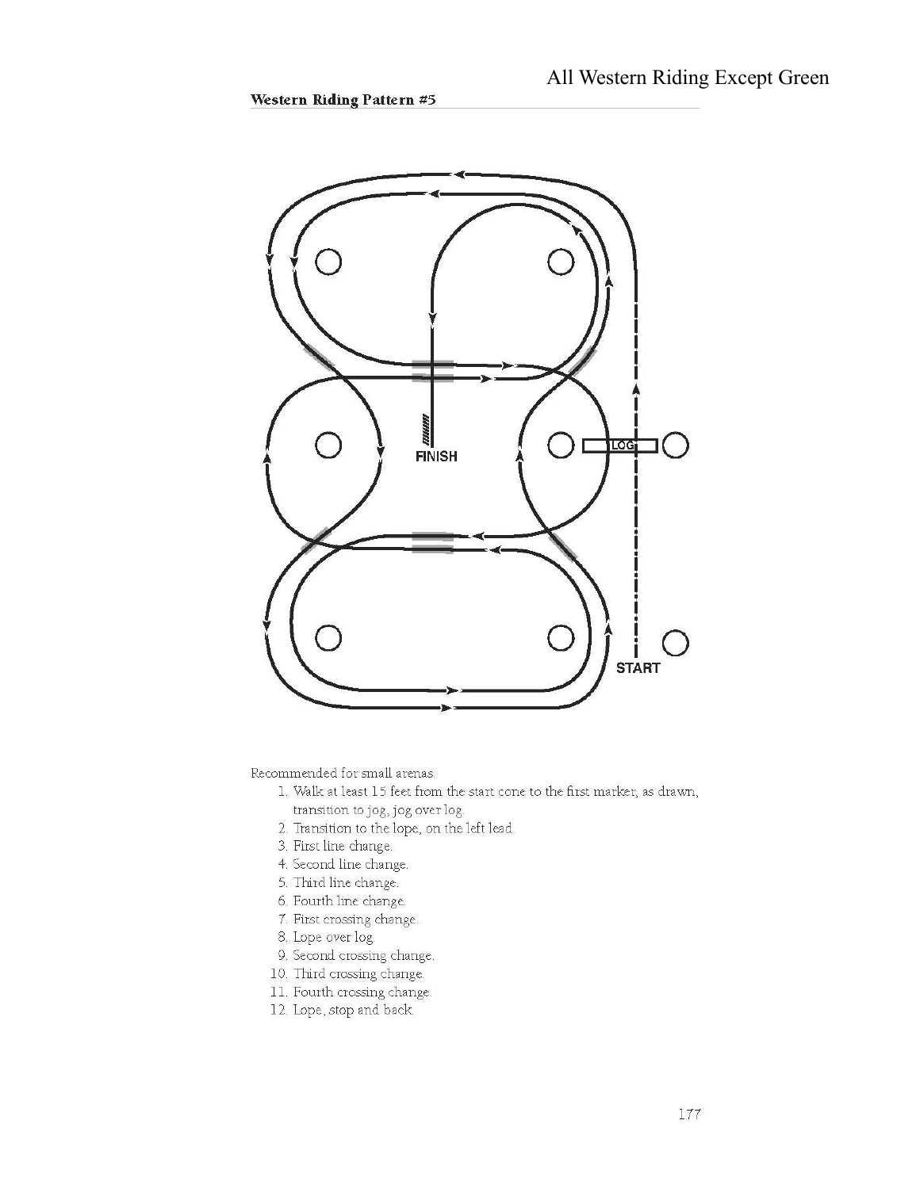# All Western Riding Except Green

## Western Riding Pattern #5

Recommended for small arenas.

1. Walk at least 15 feet from the start cone to the first marker, as drawn, transition to jog, jog over log.
2. Transition to the lope, on the left lead.
3. First line change.
4. Second line change.
5. Third line change.
6. Fourth line change.
7. First crossing change.
8. Lope over log.
9. Second crossing change.
10. Third crossing change.
11. Fourth crossing change.
12. Lope, stop and back.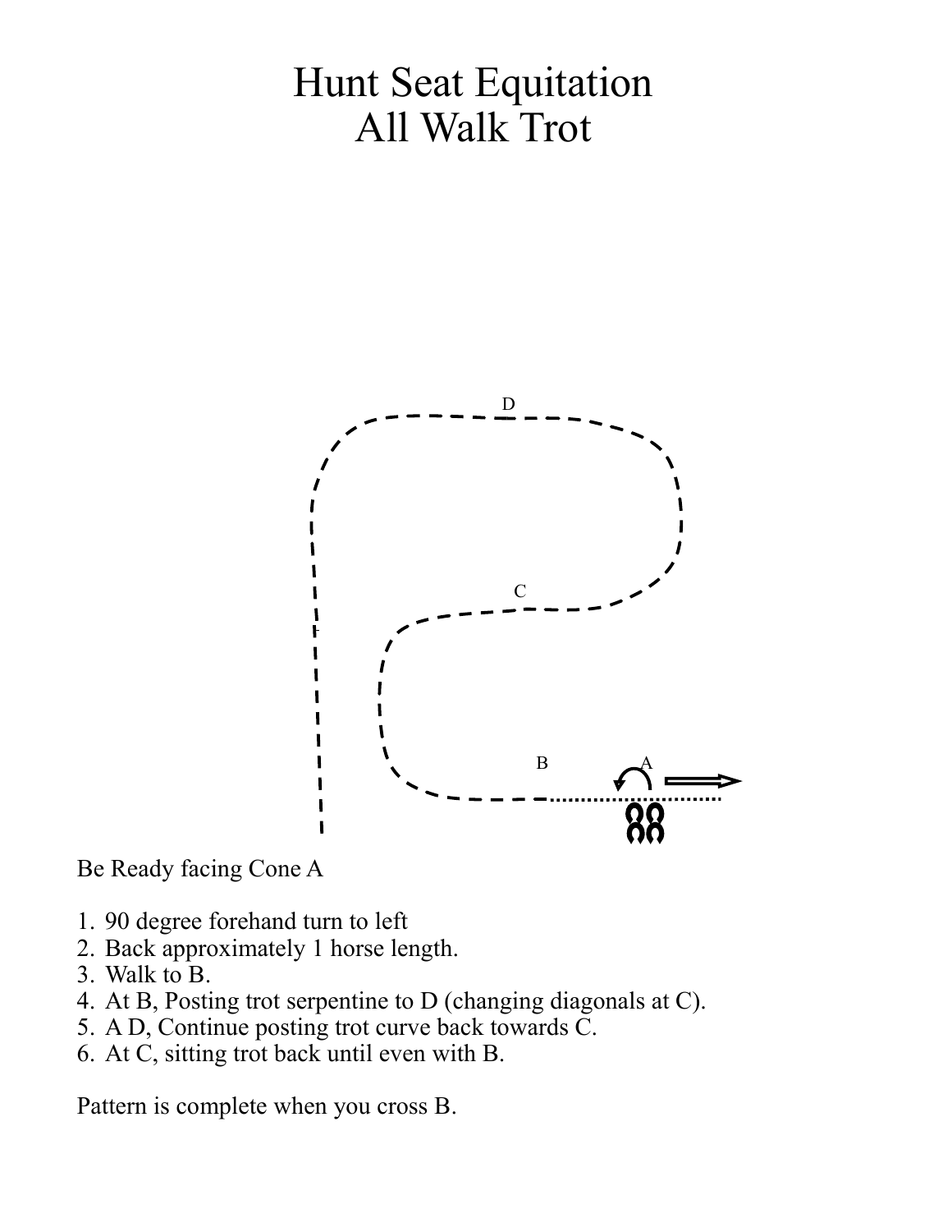# Hunt Seat Equitation
# All Walk Trot

Be Ready facing Cone A

1. 90 degree forehand turn to left
2. Back approximately 1 horse length.
3. Walk to B.
4. At B, Posting trot serpentine to D (changing diagonals at C).
5. A D, Continue posting trot curve back towards C.
6. At C, sitting trot back until even with B.

Pattern is complete when you cross B.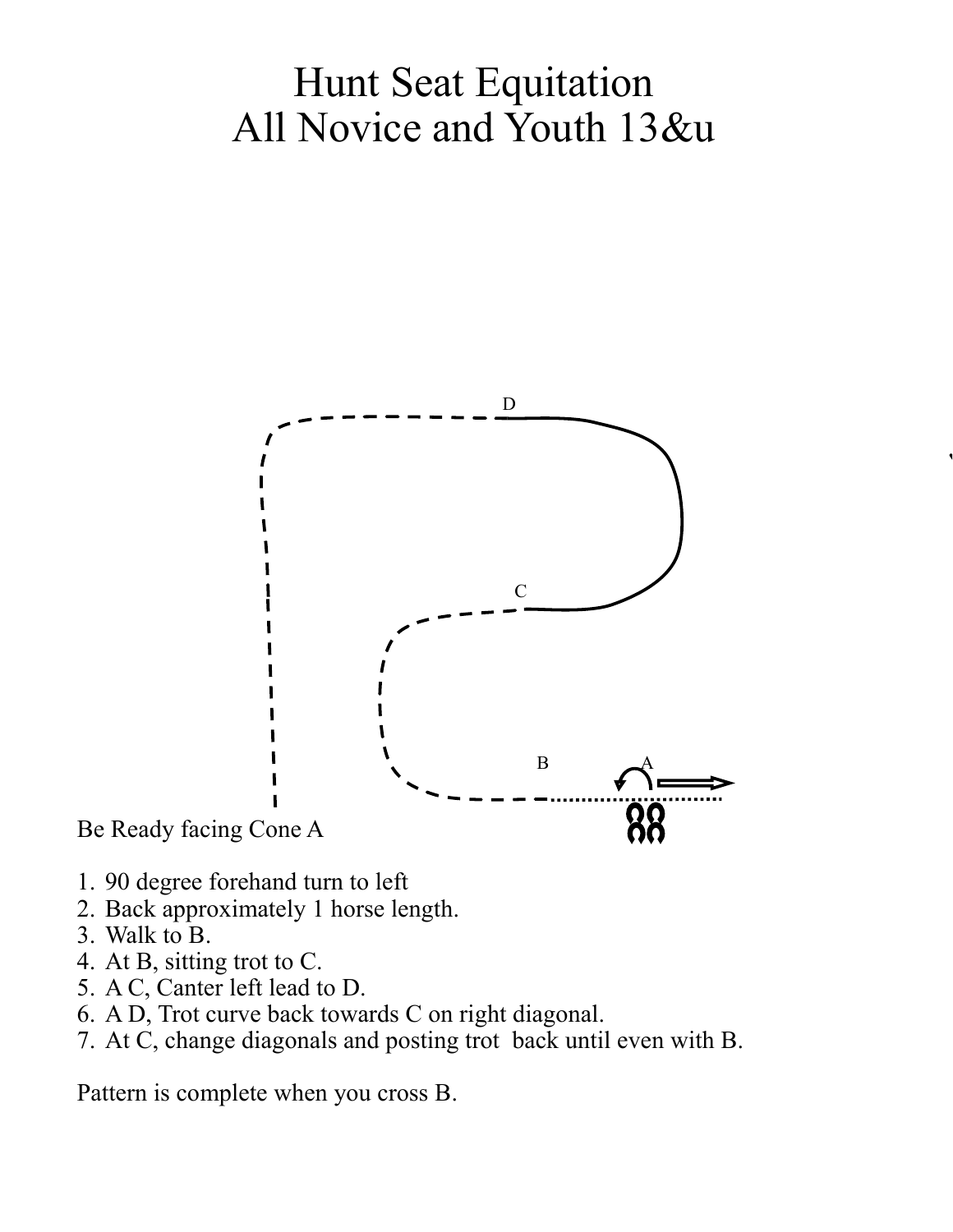# Hunt Seat Equitation
# All Novice and Youth 13&u

D

C

B A

Be Ready facing Cone A

1. 90 degree forehand turn to left
2. Back approximately 1 horse length.
3. Walk to B.
4. At B, sitting trot to C.
5. A C, Canter left lead to D.
6. A D, Trot curve back towards C on right diagonal.
7. At C, change diagonals and posting trot back until even with B.

Pattern is complete when you cross B.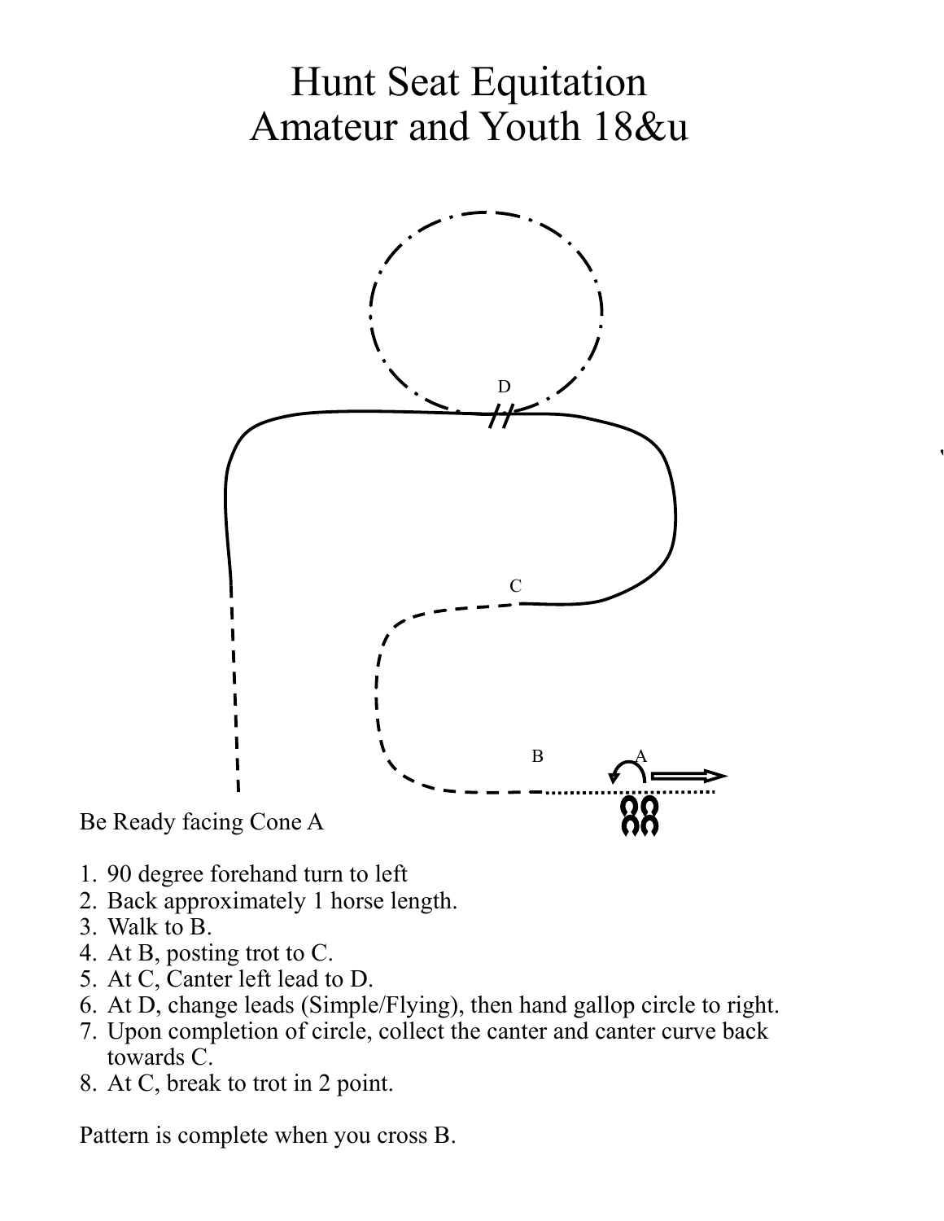# Hunt Seat Equitation
# Amateur and Youth 18&u

D

C

B A

Be Ready facing Cone A

1. 90 degree forehand turn to left
2. Back approximately 1 horse length.
3. Walk to B.
4. At B, posting trot to C.
5. At C, Canter left lead to D.
6. At D, change leads (Simple/Flying), then hand gallop circle to right.
7. Upon completion of circle, collect the canter and canter curve back towards C.
8. At C, break to trot in 2 point.

Pattern is complete when you cross B.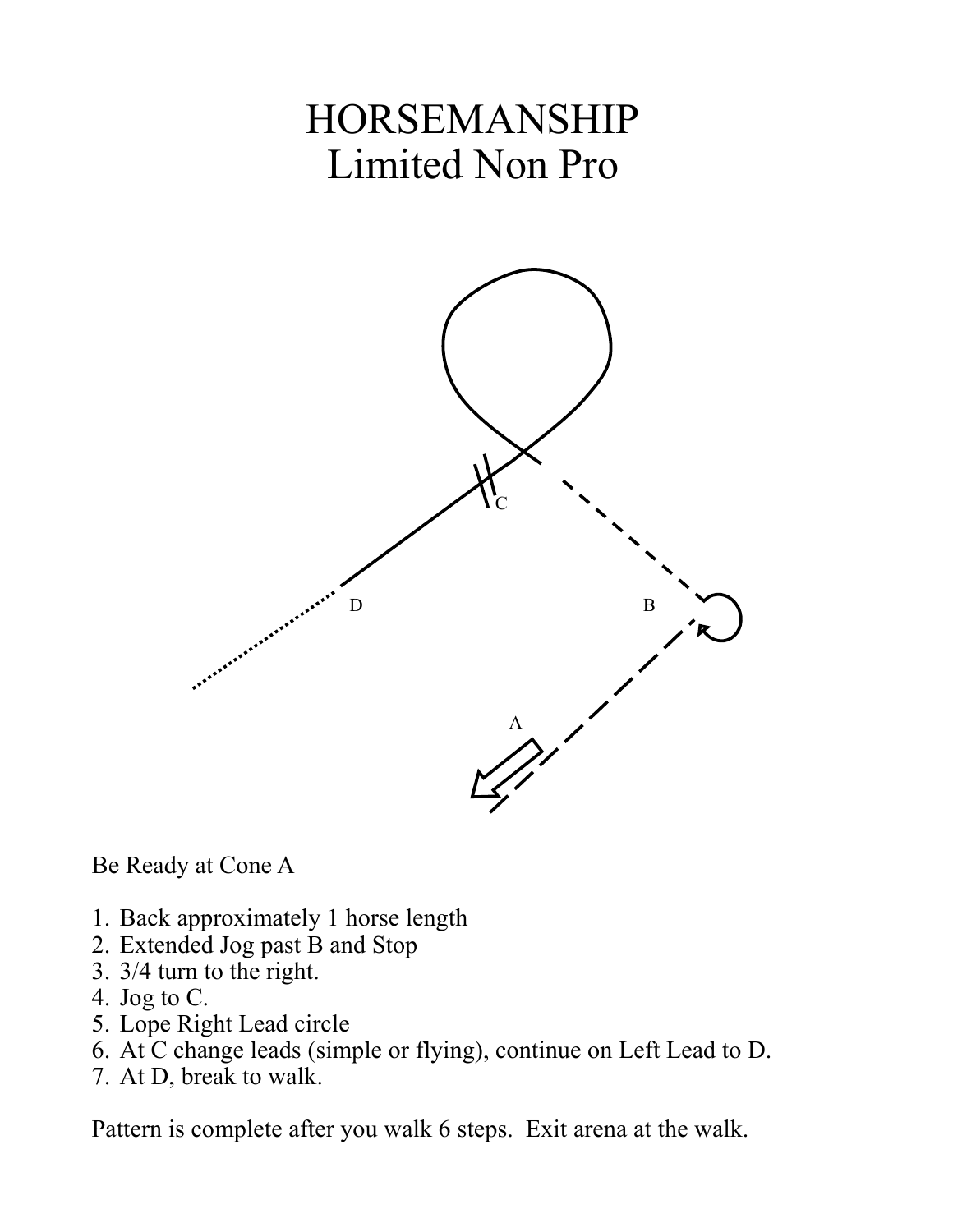# HORSEMANSHIP
## Limited Non Pro

Be Ready at Cone A

1. Back approximately 1 horse length
2. Extended Jog past B and Stop
3. 3/4 turn to the right.
4. Jog to C.
5. Lope Right Lead circle
6. At C change leads (simple or flying), continue on Left Lead to D.
7. At D, break to walk.

Pattern is complete after you walk 6 steps. Exit arena at the walk.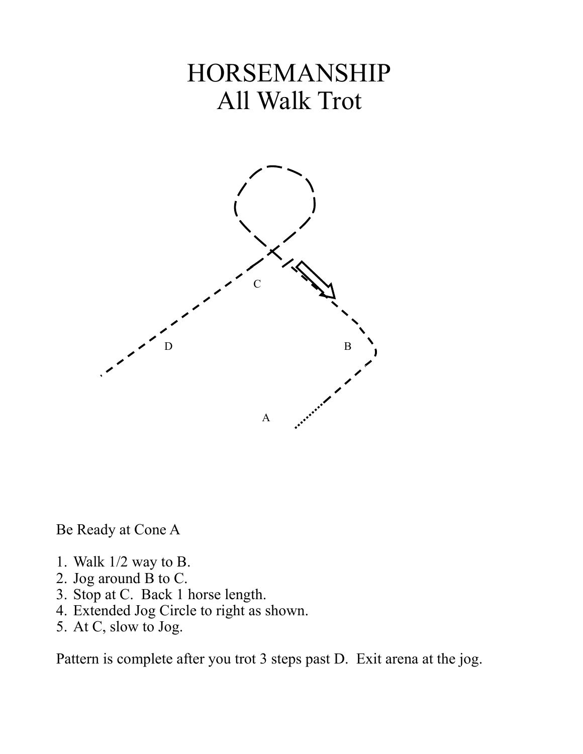# HORSEMANSHIP
## All Walk Trot

C

D

B

A

Be Ready at Cone A

1. Walk 1/2 way to B.
2. Jog around B to C.
3. Stop at C. Back 1 horse length.
4. Extended Jog Circle to right as shown.
5. At C, slow to Jog.

Pattern is complete after you trot 3 steps past D. Exit arena at the jog.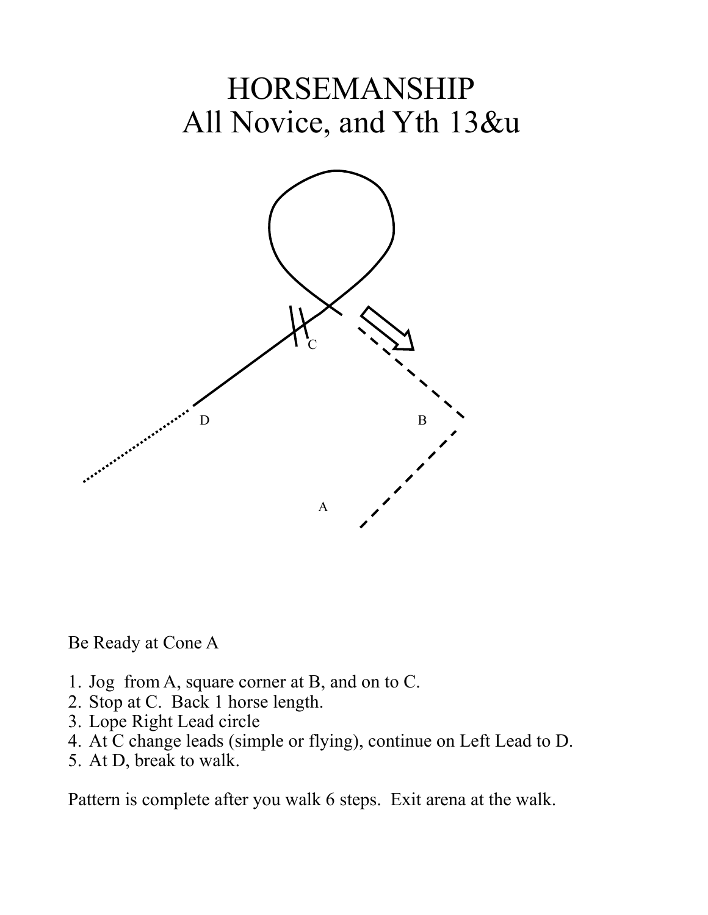# HORSEMANSHIP
# All Novice, and Yth 13&u

Be Ready at Cone A

1. Jog from A, square corner at B, and on to C.
2. Stop at C. Back 1 horse length.
3. Lope Right Lead circle
4. At C change leads (simple or flying), continue on Left Lead to D.
5. At D, break to walk.

Pattern is complete after you walk 6 steps. Exit arena at the walk.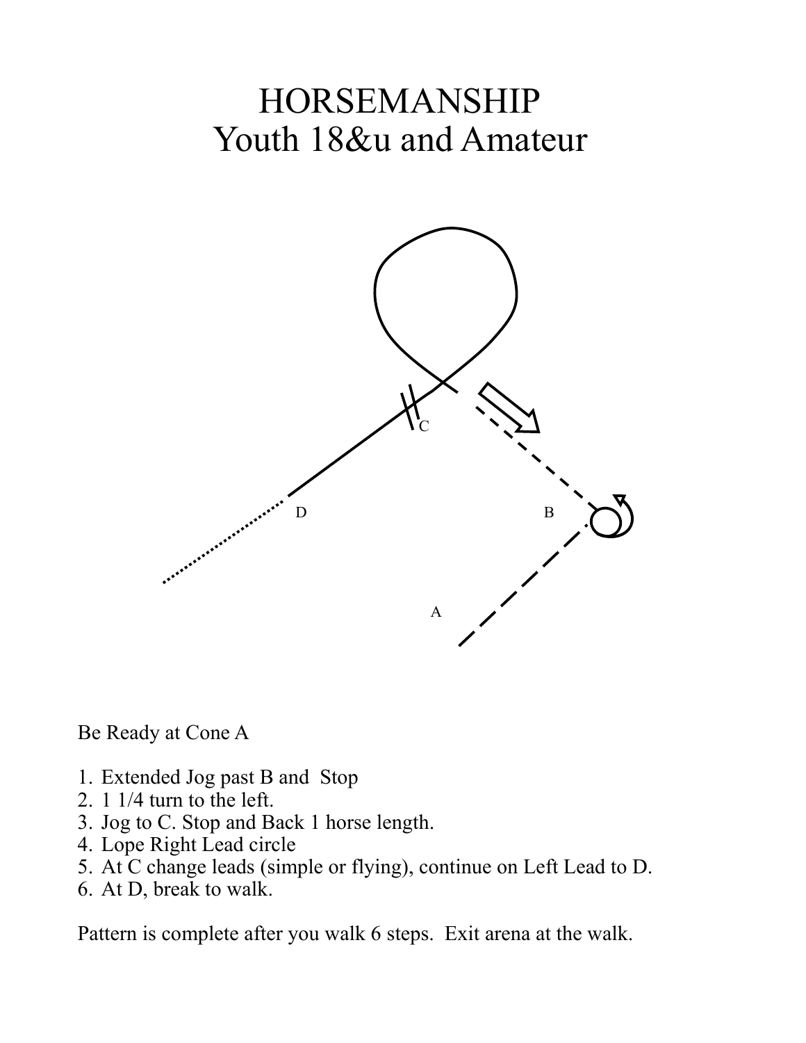# HORSEMANSHIP
## Youth 18&u and Amateur

Be Ready at Cone A

1. Extended Jog past B and Stop
2. 1 1/4 turn to the left.
3. Jog to C. Stop and Back 1 horse length.
4. Lope Right Lead circle
5. At C change leads (simple or flying), continue on Left Lead to D.
6. At D, break to walk.

Pattern is complete after you walk 6 steps. Exit arena at the walk.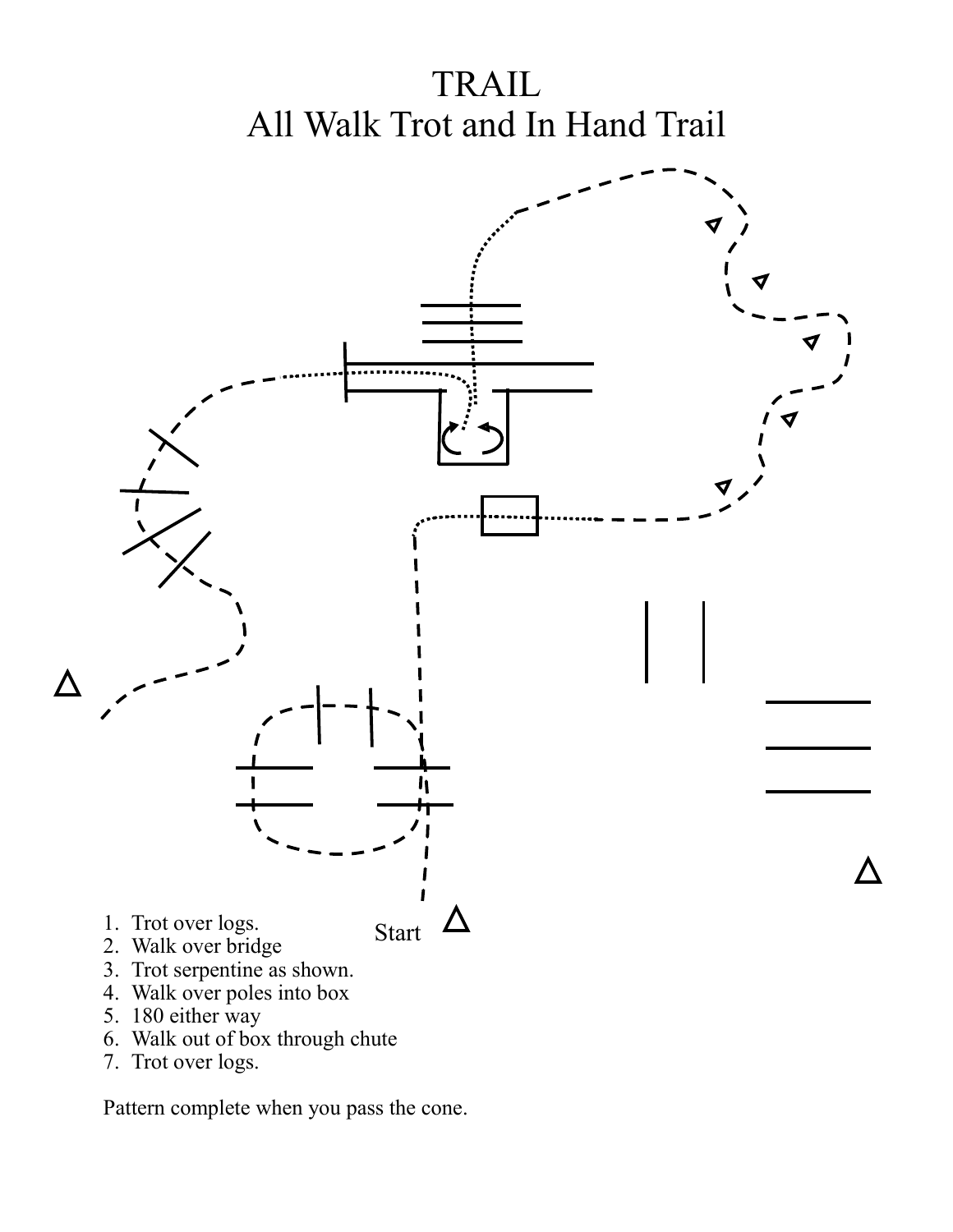# TRAIL
## All Walk Trot and In Hand Trail

Start

1. Trot over logs.
2. Walk over bridge
3. Trot serpentine as shown.
4. Walk over poles into box
5. 180 either way
6. Walk out of box through chute
7. Trot over logs.

Pattern complete when you pass the cone.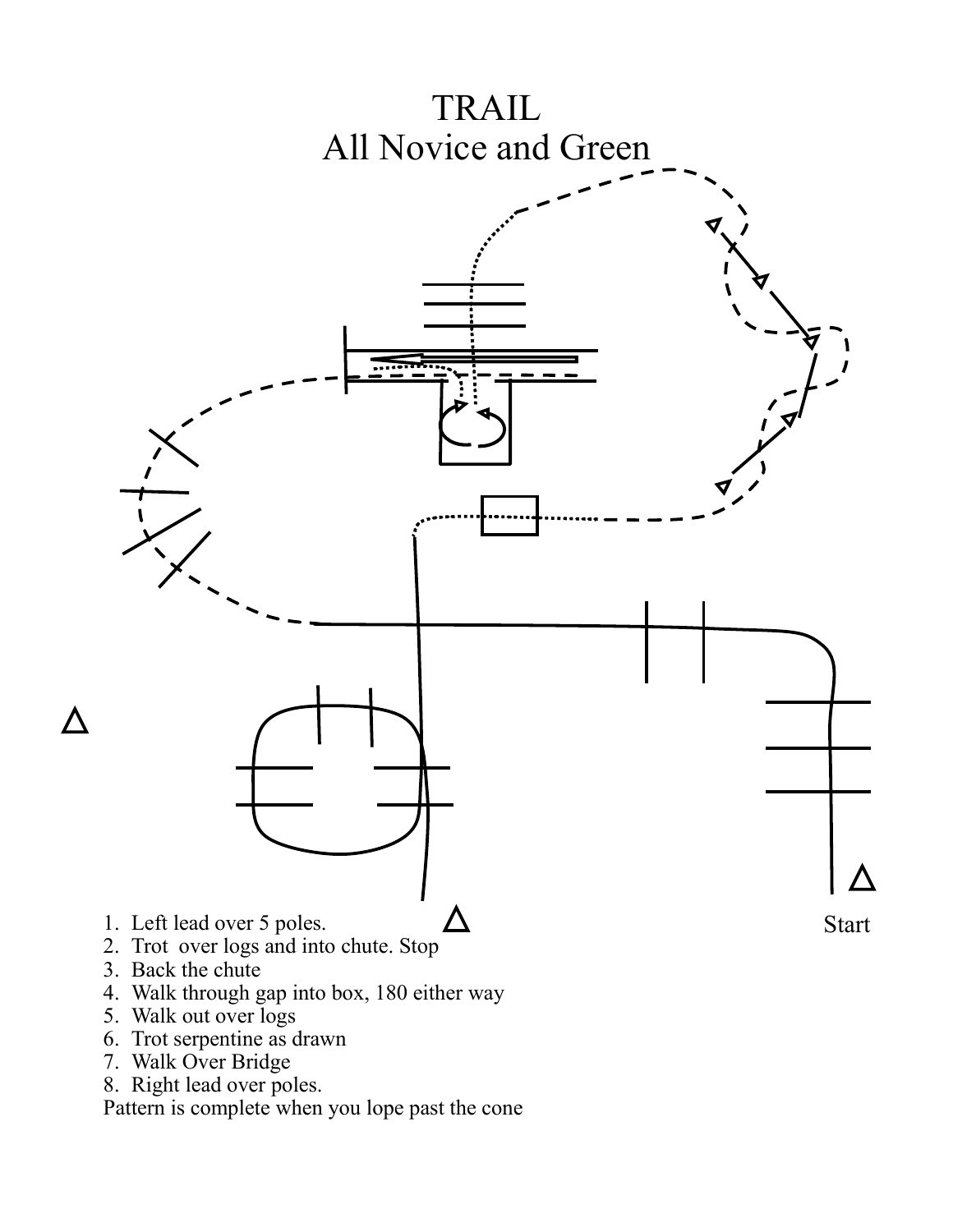# TRAIL

## All Novice and Green

Start

1. Left lead over 5 poles.
2. Trot over logs and into chute. Stop
3. Back the chute
4. Walk through gap into box, 180 either way
5. Walk out over logs
6. Trot serpentine as drawn
7. Walk Over Bridge
8. Right lead over poles.

Pattern is complete when you lope past the cone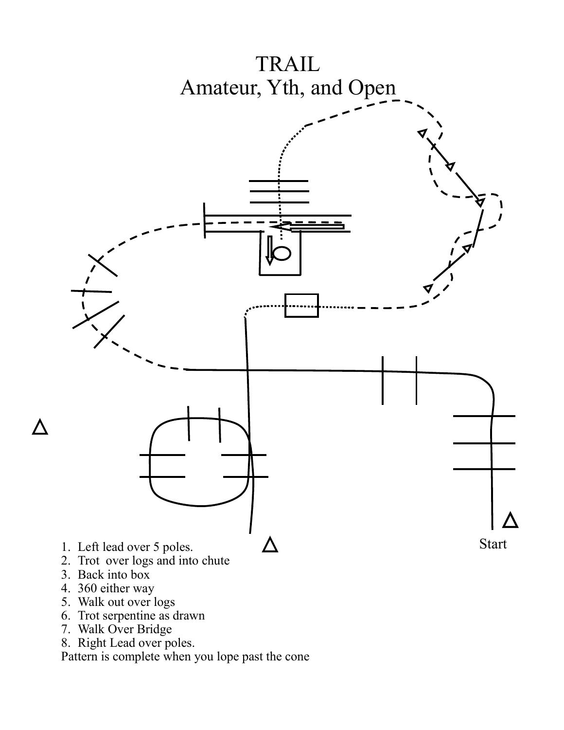# TRAIL
## Amateur, Yth, and Open

Start

1. Left lead over 5 poles.
2. Trot over logs and into chute
3. Back into box
4. 360 either way
5. Walk out over logs
6. Trot serpentine as drawn
7. Walk Over Bridge
8. Right Lead over poles.

Pattern is complete when you lope past the cone